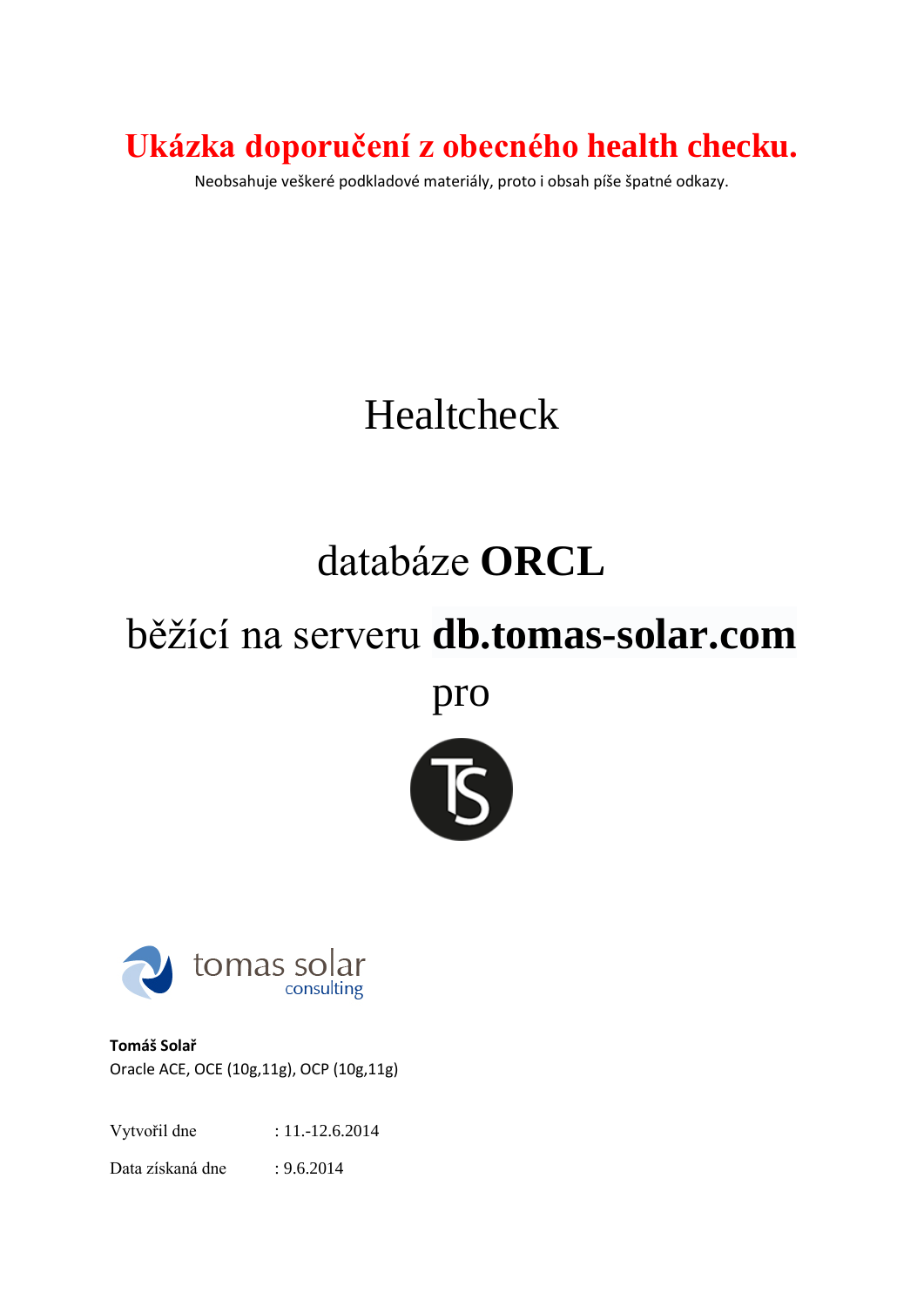# Ukázka doporučení z obecného health checku.

Neobsahuje veškeré podkladové materiály, proto i obsah píše špatné odkazy.

# Healtcheck

## databáze **ORCL**

## běžící na serveru **db.tomas-solar.com**

## pro

tomas solar
consulting

**Tomáš Solař**
Oracle ACE, OCE (10g,11g), OCP (10g,11g)

| | |
|---|---|
| Vytvořil dne | : 11.-12.6.2014 |
| Data získaná dne | : 9.6.2014 |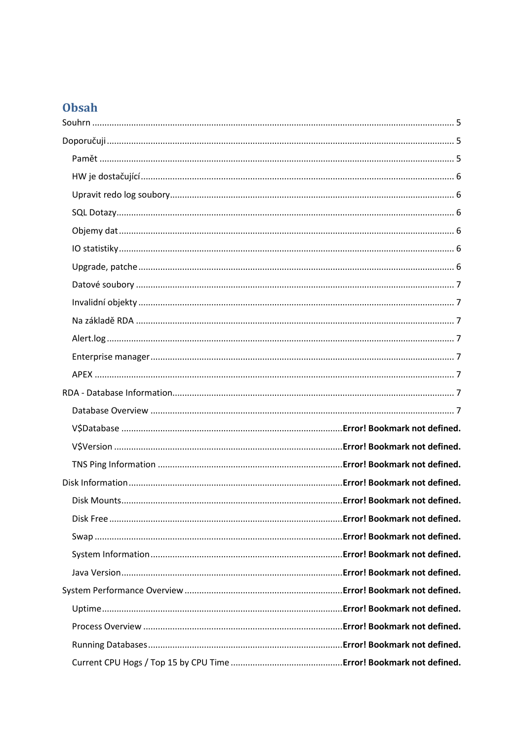# Obsah

Souhrn ........................................................................................................ 5

Doporučuji ................................................................................................... 5

- Pamět ..................................................................................................... 5
- HW je dostačující ..................................................................................... 6
- Upravit redo log soubory .......................................................................... 6
- SQL Dotazy .............................................................................................. 6
- Objemy dat ............................................................................................... 6
- IO statistiky .............................................................................................. 6
- Upgrade, patche ....................................................................................... 6
- Datové soubory ........................................................................................ 7
- Invalidní objekty ....................................................................................... 7
- Na základě RDA ....................................................................................... 7
- Alert.log ................................................................................................... 7
- Enterprise manager ................................................................................... 7
- APEX ....................................................................................................... 7

RDA - Database Information ........................................................................... 7

- Database Overview ................................................................................... 7
- V$Database ........................................................ **Error! Bookmark not defined.**
- V$Version .......................................................... **Error! Bookmark not defined.**
- TNS Ping Information ......................................... **Error! Bookmark not defined.**

Disk Information ....................................................... **Error! Bookmark not defined.**

- Disk Mounts ....................................................... **Error! Bookmark not defined.**
- Disk Free ........................................................... **Error! Bookmark not defined.**
- Swap ................................................................. **Error! Bookmark not defined.**
- System Information ............................................ **Error! Bookmark not defined.**
- Java Version ...................................................... **Error! Bookmark not defined.**

System Performance Overview ................................. **Error! Bookmark not defined.**

- Uptime .............................................................. **Error! Bookmark not defined.**
- Process Overview .............................................. **Error! Bookmark not defined.**
- Running Databases ............................................ **Error! Bookmark not defined.**
- Current CPU Hogs / Top 15 by CPU Time ............ **Error! Bookmark not defined.**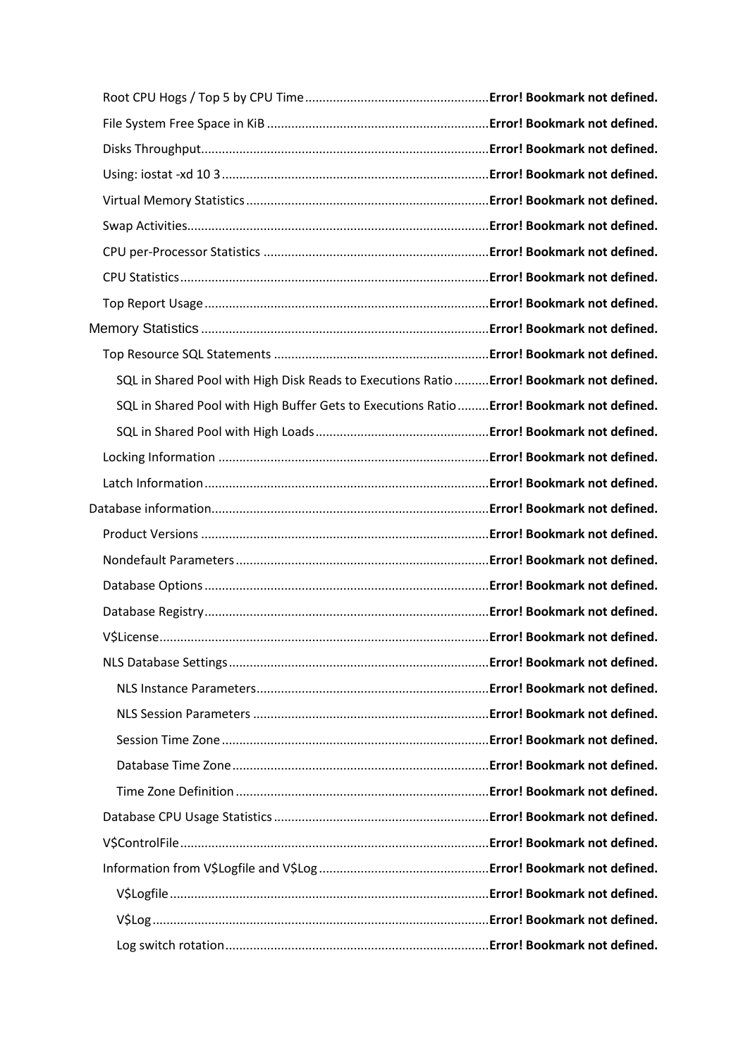Root CPU Hogs / Top 5 by CPU Time .................................................... **Error! Bookmark not defined.**

File System Free Space in KiB .............................................................. **Error! Bookmark not defined.**

Disks Throughput.................................................................................. **Error! Bookmark not defined.**

Using: iostat -xd 10 3 ........................................................................... **Error! Bookmark not defined.**

Virtual Memory Statistics ..................................................................... **Error! Bookmark not defined.**

Swap Activities...................................................................................... **Error! Bookmark not defined.**

CPU per-Processor Statistics ................................................................ **Error! Bookmark not defined.**

CPU Statistics........................................................................................ **Error! Bookmark not defined.**

Top Report Usage ................................................................................. **Error! Bookmark not defined.**

Memory Statistics .................................................................................. **Error! Bookmark not defined.**

Top Resource SQL Statements ............................................................. **Error! Bookmark not defined.**

SQL in Shared Pool with High Disk Reads to Executions Ratio .......... **Error! Bookmark not defined.**

SQL in Shared Pool with High Buffer Gets to Executions Ratio ......... **Error! Bookmark not defined.**

SQL in Shared Pool with High Loads.................................................. **Error! Bookmark not defined.**

Locking Information ............................................................................. **Error! Bookmark not defined.**

Latch Information ................................................................................. **Error! Bookmark not defined.**

Database information............................................................................... **Error! Bookmark not defined.**

Product Versions .................................................................................. **Error! Bookmark not defined.**

Nondefault Parameters ........................................................................ **Error! Bookmark not defined.**

Database Options ................................................................................. **Error! Bookmark not defined.**

Database Registry ................................................................................. **Error! Bookmark not defined.**

V$License.............................................................................................. **Error! Bookmark not defined.**

NLS Database Settings .......................................................................... **Error! Bookmark not defined.**

NLS Instance Parameters.................................................................. **Error! Bookmark not defined.**

NLS Session Parameters ................................................................... **Error! Bookmark not defined.**

Session Time Zone ............................................................................ **Error! Bookmark not defined.**

Database Time Zone ......................................................................... **Error! Bookmark not defined.**

Time Zone Definition ........................................................................ **Error! Bookmark not defined.**

Database CPU Usage Statistics ............................................................. **Error! Bookmark not defined.**

V$ControlFile ........................................................................................ **Error! Bookmark not defined.**

Information from V$Logfile and V$Log ................................................ **Error! Bookmark not defined.**

V$Logfile ........................................................................................... **Error! Bookmark not defined.**

V$Log ................................................................................................ **Error! Bookmark not defined.**

Log switch rotation ........................................................................... **Error! Bookmark not defined.**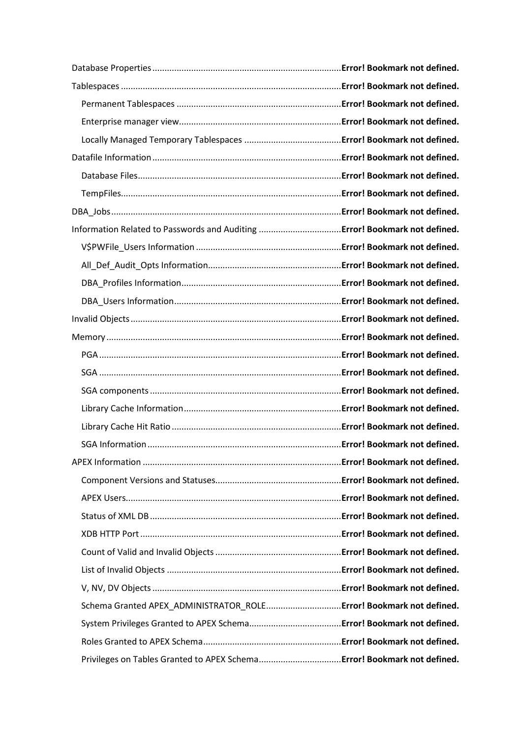Database Properties .......... **Error! Bookmark not defined.**
Tablespaces .......... **Error! Bookmark not defined.**
- Permanent Tablespaces .......... **Error! Bookmark not defined.**
- Enterprise manager view .......... **Error! Bookmark not defined.**
- Locally Managed Temporary Tablespaces .......... **Error! Bookmark not defined.**

Datafile Information .......... **Error! Bookmark not defined.**
- Database Files .......... **Error! Bookmark not defined.**
- TempFiles .......... **Error! Bookmark not defined.**

DBA_Jobs .......... **Error! Bookmark not defined.**
Information Related to Passwords and Auditing .......... **Error! Bookmark not defined.**
- V$PWFile_Users Information .......... **Error! Bookmark not defined.**
- All_Def_Audit_Opts Information .......... **Error! Bookmark not defined.**
- DBA_Profiles Information .......... **Error! Bookmark not defined.**
- DBA_Users Information .......... **Error! Bookmark not defined.**

Invalid Objects .......... **Error! Bookmark not defined.**
Memory .......... **Error! Bookmark not defined.**
- PGA .......... **Error! Bookmark not defined.**
- SGA .......... **Error! Bookmark not defined.**
- SGA components .......... **Error! Bookmark not defined.**
- Library Cache Information .......... **Error! Bookmark not defined.**
- Library Cache Hit Ratio .......... **Error! Bookmark not defined.**
- SGA Information .......... **Error! Bookmark not defined.**

APEX Information .......... **Error! Bookmark not defined.**
- Component Versions and Statuses .......... **Error! Bookmark not defined.**
- APEX Users .......... **Error! Bookmark not defined.**
- Status of XML DB .......... **Error! Bookmark not defined.**
- XDB HTTP Port .......... **Error! Bookmark not defined.**
- Count of Valid and Invalid Objects .......... **Error! Bookmark not defined.**
- List of Invalid Objects .......... **Error! Bookmark not defined.**
- V, NV, DV Objects .......... **Error! Bookmark not defined.**
- Schema Granted APEX_ADMINISTRATOR_ROLE .......... **Error! Bookmark not defined.**
- System Privileges Granted to APEX Schema .......... **Error! Bookmark not defined.**
- Roles Granted to APEX Schema .......... **Error! Bookmark not defined.**
- Privileges on Tables Granted to APEX Schema .......... **Error! Bookmark not defined.**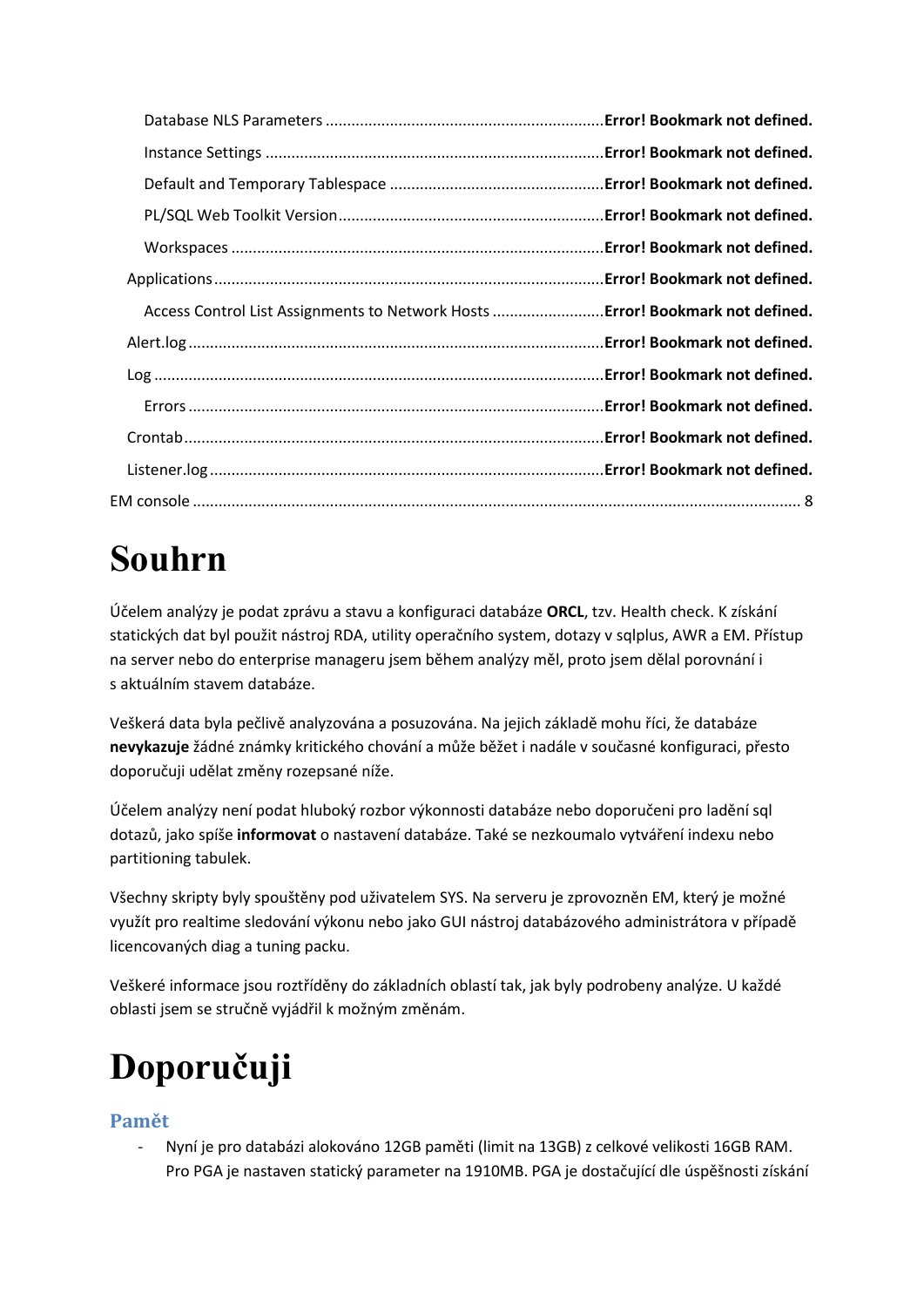Database NLS Parameters ................................................................Error! Bookmark not defined.

Instance Settings ..............................................................................Error! Bookmark not defined.

Default and Temporary Tablespace ..................................................Error! Bookmark not defined.

PL/SQL Web Toolkit Version.............................................................Error! Bookmark not defined.

Workspaces .......................................................................................Error! Bookmark not defined.

Applications..........................................................................................Error! Bookmark not defined.

Access Control List Assignments to Network Hosts ..........................Error! Bookmark not defined.

Alert.log................................................................................................Error! Bookmark not defined.

Log ........................................................................................................Error! Bookmark not defined.

Errors ................................................................................................Error! Bookmark not defined.

Crontab .................................................................................................Error! Bookmark not defined.

Listener.log ...........................................................................................Error! Bookmark not defined.

EM console ........................................................................................................................................... 8

# Souhrn

Účelem analýzy je podat zprávu a stavu a konfiguraci databáze **ORCL**, tzv. Health check. K získání statických dat byl použit nástroj RDA, utility operačního system, dotazy v sqlplus, AWR a EM. Přístup na server nebo do enterprise manageru jsem během analýzy měl, proto jsem dělal porovnání i s aktuálním stavem databáze.

Veškerá data byla pečlivě analyzována a posuzována. Na jejich základě mohu říci, že databáze **nevykazuje** žádné známky kritického chování a může běžet i nadále v současné konfiguraci, přesto doporučuji udělat změny rozepsané níže.

Účelem analýzy není podat hluboký rozbor výkonnosti databáze nebo doporučeni pro ladění sql dotazů, jako spíše **informovat** o nastavení databáze. Také se nezkoumalo vytváření indexu nebo partitioning tabulek.

Všechny skripty byly spouštěny pod uživatelem SYS. Na serveru je zprovozněn EM, který je možné využít pro realtime sledování výkonu nebo jako GUI nástroj databázového administrátora v případě licencovaných diag a tuning packu.

Veškeré informace jsou roztříděny do základních oblastí tak, jak byly podrobeny analýze. U každé oblasti jsem se stručně vyjádřil k možným změnám.

# Doporučuji

## Pamět

- Nyní je pro databázi alokováno 12GB paměti (limit na 13GB) z celkové velikosti 16GB RAM. Pro PGA je nastaven statický parameter na 1910MB. PGA je dostačující dle úspěšnosti získání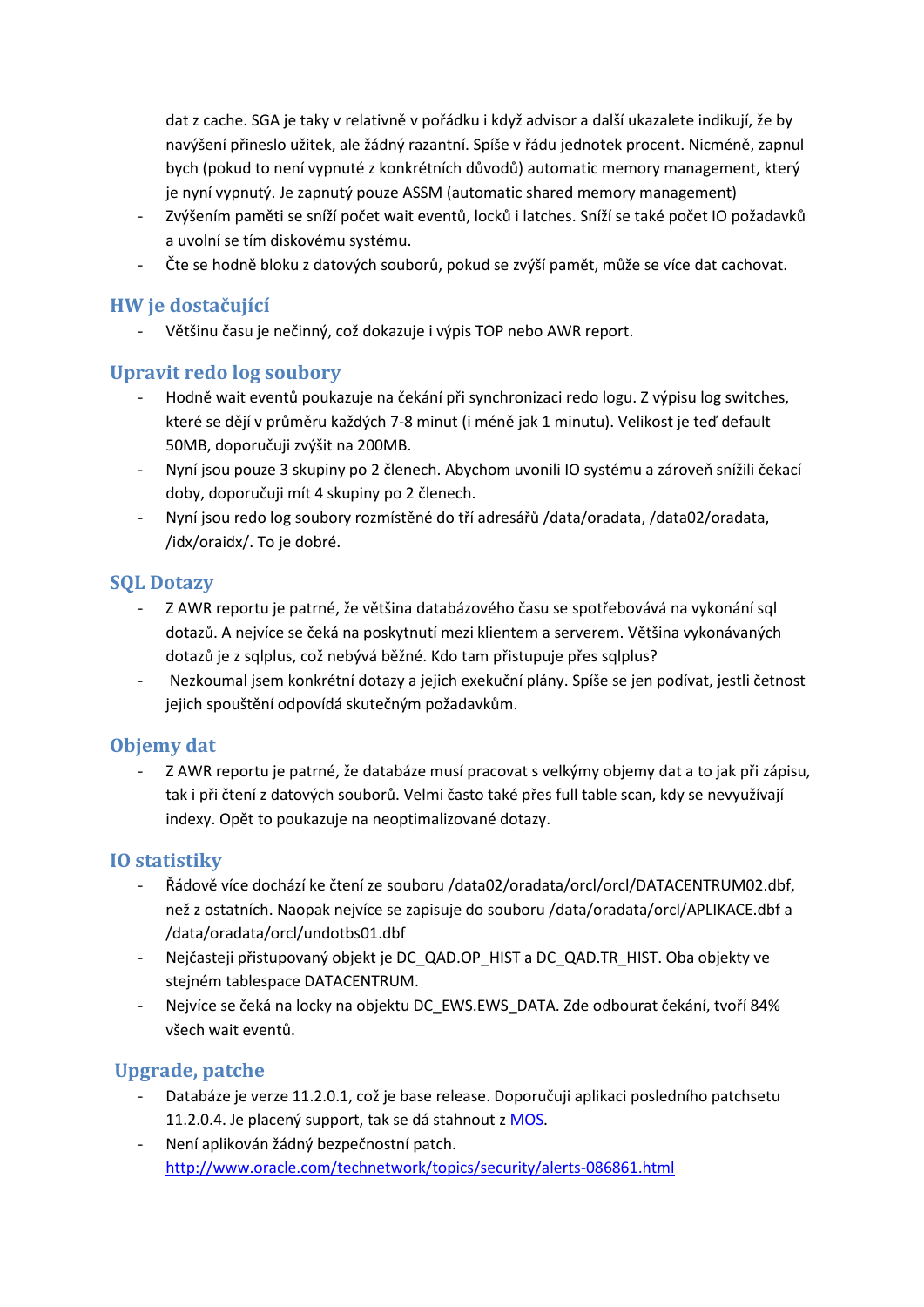dat z cache. SGA je taky v relativně v pořádku i když advisor a další ukazalete indikují, že by navýšení přineslo užitek, ale žádný razantní. Spíše v řádu jednotek procent. Nicméně, zapnul bych (pokud to není vypnuté z konkrétních důvodů) automatic memory management, který je nyní vypnutý. Je zapnutý pouze ASSM (automatic shared memory management)

- Zvýšením paměti se sníží počet wait eventů, locků i latches. Sníží se také počet IO požadavků a uvolní se tím diskovému systému.
- Čte se hodně bloku z datových souborů, pokud se zvýší pamět, může se více dat cachovat.

## HW je dostačující

- Většinu času je nečinný, což dokazuje i výpis TOP nebo AWR report.

## Upravit redo log soubory

- Hodně wait eventů poukazuje na čekání při synchronizaci redo logu. Z výpisu log switches, které se dějí v průměru každých 7-8 minut (i méně jak 1 minutu). Velikost je teď default 50MB, doporučuji zvýšit na 200MB.
- Nyní jsou pouze 3 skupiny po 2 členech. Abychom uvonili IO systému a zároveň snížili čekací doby, doporučuji mít 4 skupiny po 2 členech.
- Nyní jsou redo log soubory rozmístěné do tří adresářů /data/oradata, /data02/oradata, /idx/oraidx/. To je dobré.

## SQL Dotazy

- Z AWR reportu je patrné, že většina databázového času se spotřebovává na vykonání sql dotazů. A nejvíce se čeká na poskytnutí mezi klientem a serverem. Většina vykonávaných dotazů je z sqlplus, což nebývá běžné. Kdo tam přistupuje přes sqlplus?
- Nezkoumal jsem konkrétní dotazy a jejich exekuční plány. Spíše se jen podívat, jestli četnost jejich spouštění odpovídá skutečným požadavkům.

## Objemy dat

- Z AWR reportu je patrné, že databáze musí pracovat s velkými objemy dat a to jak při zápisu, tak i při čtení z datových souborů. Velmi často také přes full table scan, kdy se nevyužívají indexy. Opět to poukazuje na neoptimalizované dotazy.

## IO statistiky

- Řádově více dochází ke čtení ze souboru /data02/oradata/orcl/orcl/DATACENTRUM02.dbf, než z ostatních. Naopak nejvíce se zapisuje do souboru /data/oradata/orcl/APLIKACE.dbf a /data/oradata/orcl/undotbs01.dbf
- Nejčasteji přistupovaný objekt je DC_QAD.OP_HIST a DC_QAD.TR_HIST. Oba objekty ve stejném tablespace DATACENTRUM.
- Nejvíce se čeká na locky na objektu DC_EWS.EWS_DATA. Zde odbourat čekání, tvoří 84% všech wait eventů.

## Upgrade, patche

- Databáze je verze 11.2.0.1, což je base release. Doporučuji aplikaci posledního patchsetu 11.2.0.4. Je placený support, tak se dá stáhnout z MOS.
- Není aplikován žádný bezpečnostní patch. http://www.oracle.com/technetwork/topics/security/alerts-086861.html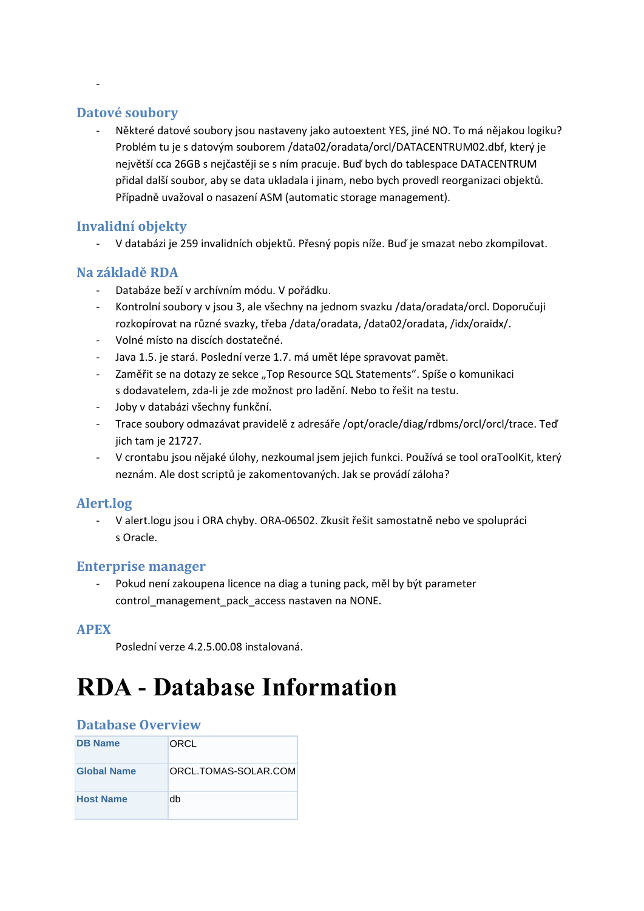-

## Datové soubory

- Některé datové soubory jsou nastaveny jako autoextent YES, jiné NO. To má nějakou logiku? Problém tu je s datovým souborem /data02/oradata/orcl/DATACENTRUM02.dbf, který je největší cca 26GB s nejčastěji se s ním pracuje. Buď bych do tablespace DATACENTRUM přidal další soubor, aby se data ukladala i jinam, nebo bych provedl reorganizaci objektů. Případně uvažoval o nasazení ASM (automatic storage management).

## Invalidní objekty

- V databázi je 259 invalidních objektů. Přesný popis níže. Buď je smazat nebo zkompilovat.

## Na základě RDA

- Databáze beží v archívním módu. V pořádku.
- Kontrolní soubory v jsou 3, ale všechny na jednom svazku /data/oradata/orcl. Doporučuji rozkopírovat na různé svazky, třeba /data/oradata, /data02/oradata, /idx/oraidx/.
- Volné místo na discích dostatečné.
- Java 1.5. je stará. Poslední verze 1.7. má umět lépe spravovat pamět.
- Zaměřit se na dotazy ze sekce „Top Resource SQL Statements“. Spíše o komunikaci s dodavatelem, zda-li je zde možnost pro ladění. Nebo to řešit na testu.
- Joby v databázi všechny funkční.
- Trace soubory odmazávat pravidelě z adresáře /opt/oracle/diag/rdbms/orcl/orcl/trace. Teď jich tam je 21727.
- V crontabu jsou nějaké úlohy, nezkoumal jsem jejich funkci. Používá se tool oraToolKit, který neznám. Ale dost scriptů je zakomentovaných. Jak se provádí záloha?

## Alert.log

- V alert.logu jsou i ORA chyby. ORA-06502. Zkusit řešit samostatně nebo ve spolupráci s Oracle.

## Enterprise manager

- Pokud není zakoupena licence na diag a tuning pack, měl by být parameter control_management_pack_access nastaven na NONE.

## APEX

Poslední verze 4.2.5.00.08 instalovaná.

# RDA - Database Information

## Database Overview

| | |
|---|---|
| **DB Name** | ORCL |
| **Global Name** | ORCL.TOMAS-SOLAR.COM |
| **Host Name** | db |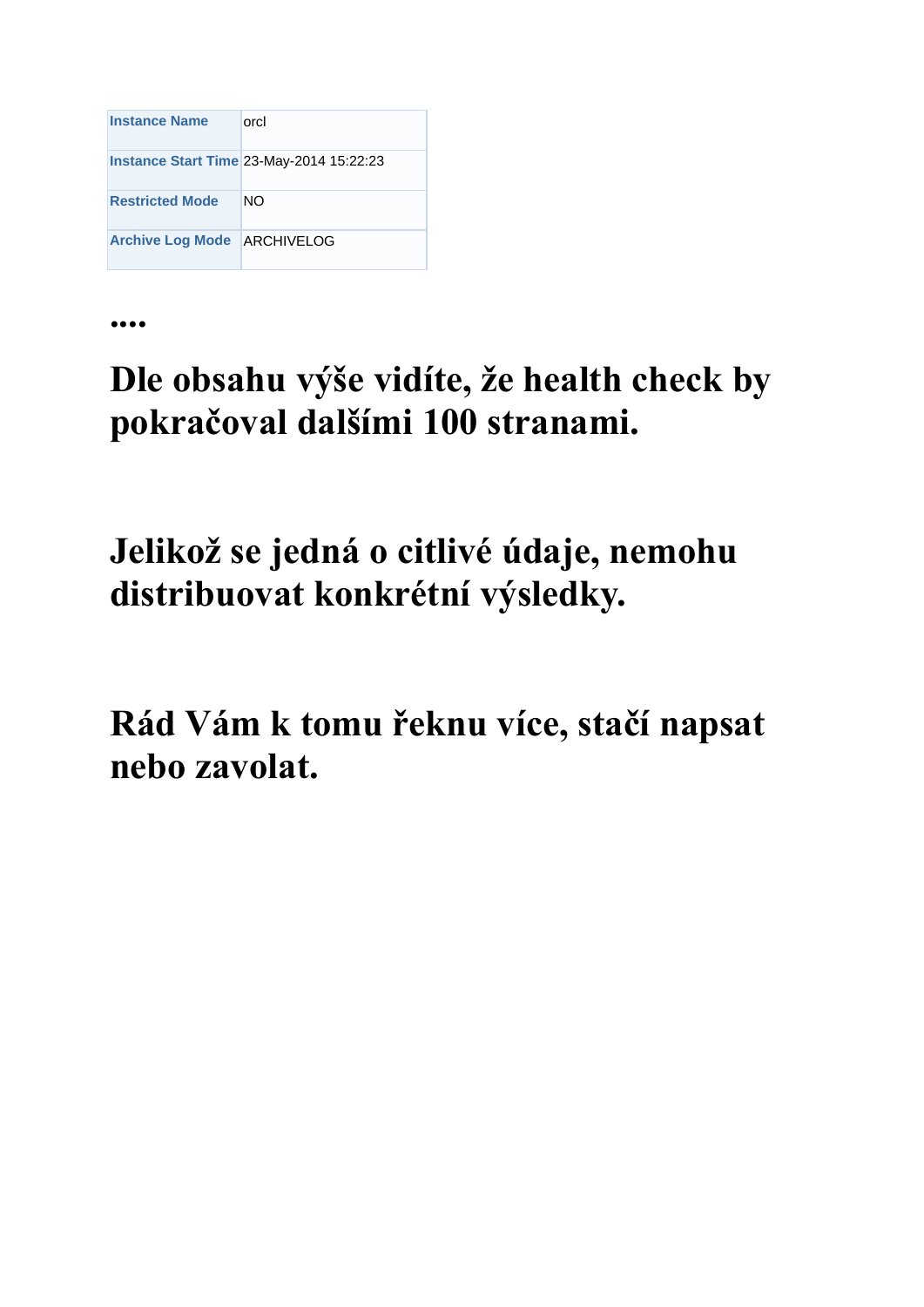| | |
|---|---|
| **Instance Name** | orcl |
| **Instance Start Time** | 23-May-2014 15:22:23 |
| **Restricted Mode** | NO |
| **Archive Log Mode** | ARCHIVELOG |

**....**

# Dle obsahu výše vidíte, že health check by pokračoval dalšími 100 stranami.

# Jelikož se jedná o citlivé údaje, nemohu distribuovat konkrétní výsledky.

# Rád Vám k tomu řeknu více, stačí napsat nebo zavolat.